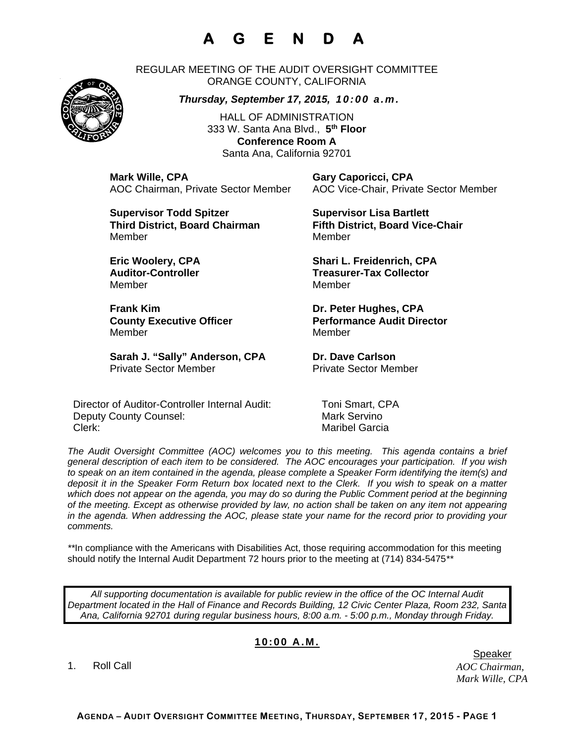# A G E N D A

REGULAR MEETING OF THE AUDIT OVERSIGHT COMMITTEE
ORANGE COUNTY, CALIFORNIA

***Thursday, September 17, 2015, 10:00 a.m.***

HALL OF ADMINISTRATION
333 W. Santa Ana Blvd., **5th Floor**
**Conference Room A**
Santa Ana, California 92701

**Mark Wille, CPA**
AOC Chairman, Private Sector Member

**Gary Caporicci, CPA**
AOC Vice-Chair, Private Sector Member

**Supervisor Todd Spitzer**
**Third District, Board Chairman**
Member

**Supervisor Lisa Bartlett**
**Fifth District, Board Vice-Chair**
Member

**Eric Woolery, CPA**
**Auditor-Controller**
Member

**Shari L. Freidenrich, CPA**
**Treasurer-Tax Collector**
Member

**Frank Kim**
**County Executive Officer**
Member

**Dr. Peter Hughes, CPA**
**Performance Audit Director**
Member

**Sarah J. "Sally" Anderson, CPA**
Private Sector Member

**Dr. Dave Carlson**
Private Sector Member

Director of Auditor-Controller Internal Audit: Toni Smart, CPA
Deputy County Counsel: Mark Servino
Clerk: Maribel Garcia

*The Audit Oversight Committee (AOC) welcomes you to this meeting. This agenda contains a brief general description of each item to be considered. The AOC encourages your participation. If you wish to speak on an item contained in the agenda, please complete a Speaker Form identifying the item(s) and deposit it in the Speaker Form Return box located next to the Clerk. If you wish to speak on a matter which does not appear on the agenda, you may do so during the Public Comment period at the beginning of the meeting. Except as otherwise provided by law, no action shall be taken on any item not appearing in the agenda. When addressing the AOC, please state your name for the record prior to providing your comments.*

**In compliance with the Americans with Disabilities Act, those requiring accommodation for this meeting should notify the Internal Audit Department 72 hours prior to the meeting at (714) 834-5475**

*All supporting documentation is available for public review in the office of the OC Internal Audit Department located in the Hall of Finance and Records Building, 12 Civic Center Plaza, Room 232, Santa Ana, California 92701 during regular business hours, 8:00 a.m. - 5:00 p.m., Monday through Friday.*

## 10:00 A.M.

Speaker

1. Roll Call — *AOC Chairman, Mark Wille, CPA*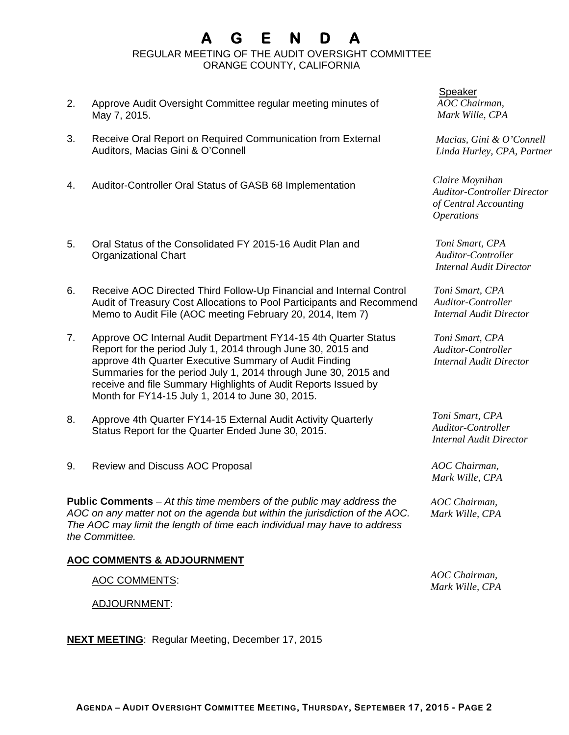# A G E N D A

REGULAR MEETING OF THE AUDIT OVERSIGHT COMMITTEE
ORANGE COUNTY, CALIFORNIA

| | | Speaker |
|---|---|---|
| 2. | Approve Audit Oversight Committee regular meeting minutes of May 7, 2015. | *AOC Chairman, Mark Wille, CPA* |
| 3. | Receive Oral Report on Required Communication from External Auditors, Macias Gini & O'Connell | *Macias, Gini & O'Connell Linda Hurley, CPA, Partner* |
| 4. | Auditor-Controller Oral Status of GASB 68 Implementation | *Claire Moynihan Auditor-Controller Director of Central Accounting Operations* |
| 5. | Oral Status of the Consolidated FY 2015-16 Audit Plan and Organizational Chart | *Toni Smart, CPA Auditor-Controller Internal Audit Director* |
| 6. | Receive AOC Directed Third Follow-Up Financial and Internal Control Audit of Treasury Cost Allocations to Pool Participants and Recommend Memo to Audit File (AOC meeting February 20, 2014, Item 7) | *Toni Smart, CPA Auditor-Controller Internal Audit Director* |
| 7. | Approve OC Internal Audit Department FY14-15 4th Quarter Status Report for the period July 1, 2014 through June 30, 2015 and approve 4th Quarter Executive Summary of Audit Finding Summaries for the period July 1, 2014 through June 30, 2015 and receive and file Summary Highlights of Audit Reports Issued by Month for FY14-15 July 1, 2014 to June 30, 2015. | *Toni Smart, CPA Auditor-Controller Internal Audit Director* |
| 8. | Approve 4th Quarter FY14-15 External Audit Activity Quarterly Status Report for the Quarter Ended June 30, 2015. | *Toni Smart, CPA Auditor-Controller Internal Audit Director* |
| 9. | Review and Discuss AOC Proposal | *AOC Chairman, Mark Wille, CPA* |

**Public Comments** – *At this time members of the public may address the AOC on any matter not on the agenda but within the jurisdiction of the AOC. The AOC may limit the length of time each individual may have to address the Committee.* — *AOC Chairman, Mark Wille, CPA*

**AOC COMMENTS & ADJOURNMENT**

AOC COMMENTS: — *AOC Chairman, Mark Wille, CPA*

ADJOURNMENT:

**NEXT MEETING**: Regular Meeting, December 17, 2015